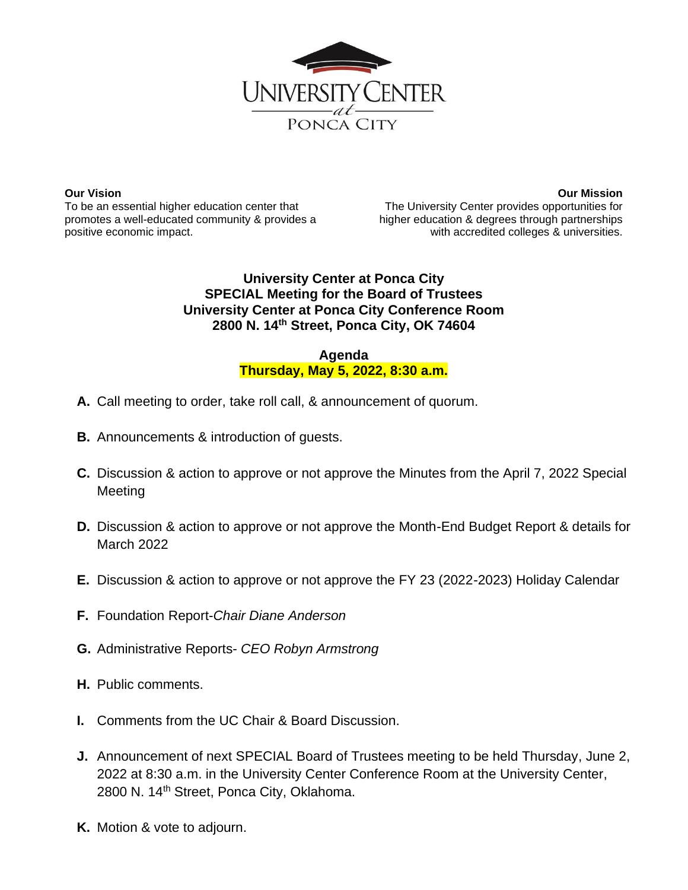UNIVERSITY CENTER
*at*
PONCA CITY

**Our Vision**
To be an essential higher education center that promotes a well-educated community & provides a positive economic impact.

**Our Mission**
The University Center provides opportunities for higher education & degrees through partnerships with accredited colleges & universities.

**University Center at Ponca City**
**SPECIAL Meeting for the Board of Trustees**
**University Center at Ponca City Conference Room**
**2800 N. 14th Street, Ponca City, OK 74604**

**Agenda**
**Thursday, May 5, 2022, 8:30 a.m.**

**A.** Call meeting to order, take roll call, & announcement of quorum.

**B.** Announcements & introduction of guests.

**C.** Discussion & action to approve or not approve the Minutes from the April 7, 2022 Special Meeting

**D.** Discussion & action to approve or not approve the Month-End Budget Report & details for March 2022

**E.** Discussion & action to approve or not approve the FY 23 (2022-2023) Holiday Calendar

**F.** Foundation Report-*Chair Diane Anderson*

**G.** Administrative Reports- *CEO Robyn Armstrong*

**H.** Public comments.

**I.** Comments from the UC Chair & Board Discussion.

**J.** Announcement of next SPECIAL Board of Trustees meeting to be held Thursday, June 2, 2022 at 8:30 a.m. in the University Center Conference Room at the University Center, 2800 N. 14th Street, Ponca City, Oklahoma.

**K.** Motion & vote to adjourn.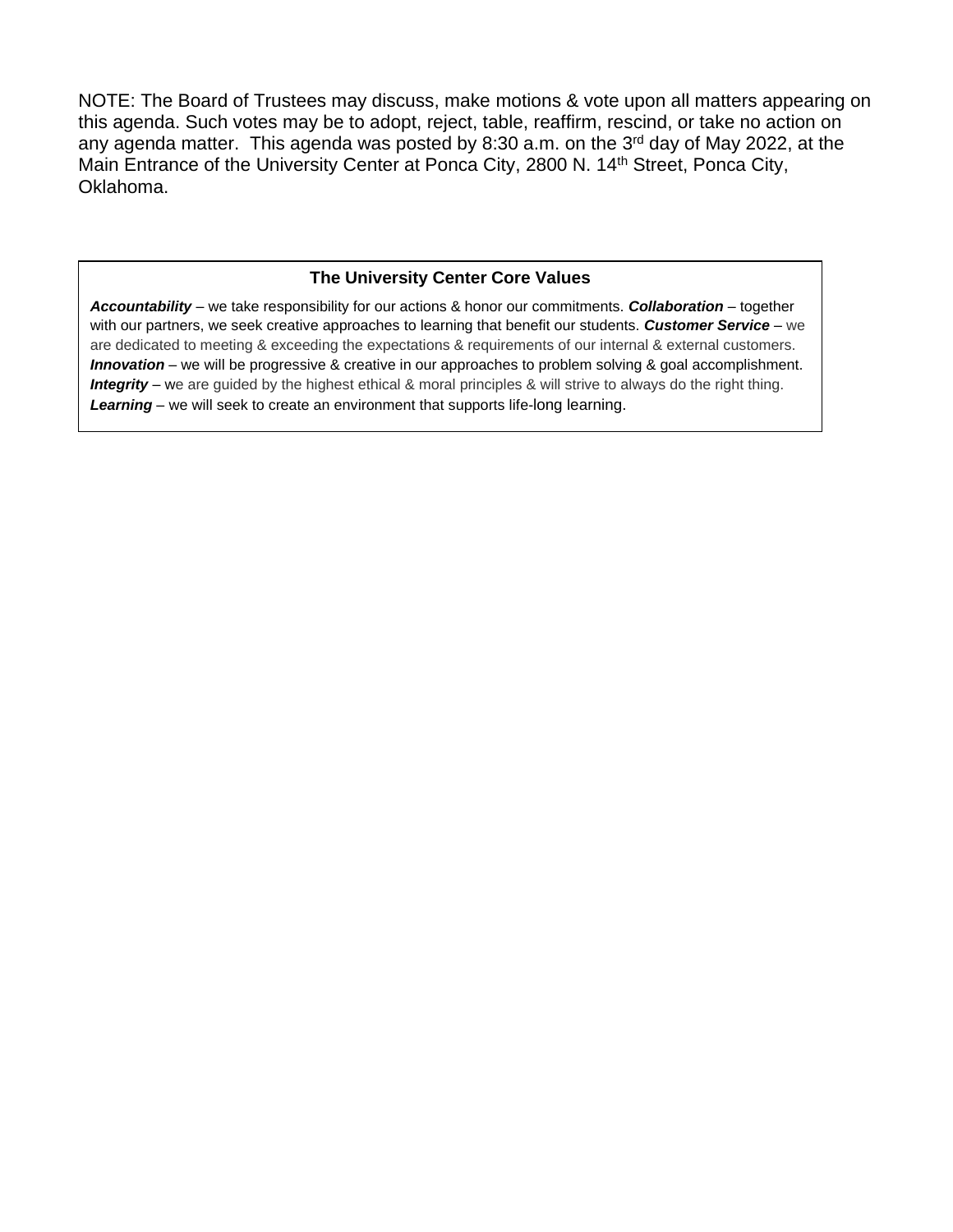NOTE: The Board of Trustees may discuss, make motions & vote upon all matters appearing on this agenda. Such votes may be to adopt, reject, table, reaffirm, rescind, or take no action on any agenda matter. This agenda was posted by 8:30 a.m. on the 3rd day of May 2022, at the Main Entrance of the University Center at Ponca City, 2800 N. 14th Street, Ponca City, Oklahoma.

**The University Center Core Values**

***Accountability*** – we take responsibility for our actions & honor our commitments. ***Collaboration*** – together with our partners, we seek creative approaches to learning that benefit our students. ***Customer Service*** – we are dedicated to meeting & exceeding the expectations & requirements of our internal & external customers. ***Innovation*** – we will be progressive & creative in our approaches to problem solving & goal accomplishment. ***Integrity*** – we are guided by the highest ethical & moral principles & will strive to always do the right thing. ***Learning*** – we will seek to create an environment that supports life-long learning.